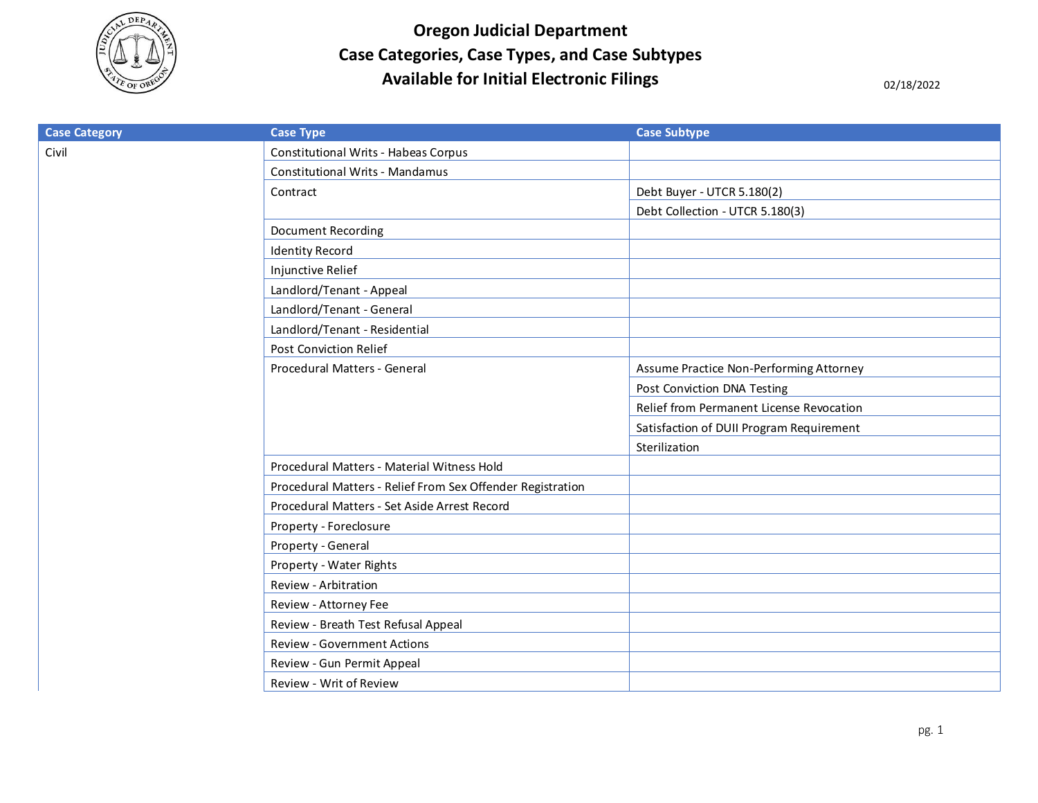# Oregon Judicial Department
## Case Categories, Case Types, and Case Subtypes Available for Initial Electronic Filings

02/18/2022

| Case Category | Case Type | Case Subtype |
|---|---|---|
| Civil | Constitutional Writs - Habeas Corpus | |
| | Constitutional Writs - Mandamus | |
| | Contract | Debt Buyer - UTCR 5.180(2) |
| | | Debt Collection - UTCR 5.180(3) |
| | Document Recording | |
| | Identity Record | |
| | Injunctive Relief | |
| | Landlord/Tenant - Appeal | |
| | Landlord/Tenant - General | |
| | Landlord/Tenant - Residential | |
| | Post Conviction Relief | |
| | Procedural Matters - General | Assume Practice Non-Performing Attorney |
| | | Post Conviction DNA Testing |
| | | Relief from Permanent License Revocation |
| | | Satisfaction of DUII Program Requirement |
| | | Sterilization |
| | Procedural Matters - Material Witness Hold | |
| | Procedural Matters - Relief From Sex Offender Registration | |
| | Procedural Matters - Set Aside Arrest Record | |
| | Property - Foreclosure | |
| | Property - General | |
| | Property - Water Rights | |
| | Review - Arbitration | |
| | Review - Attorney Fee | |
| | Review - Breath Test Refusal Appeal | |
| | Review - Government Actions | |
| | Review - Gun Permit Appeal | |
| | Review - Writ of Review | |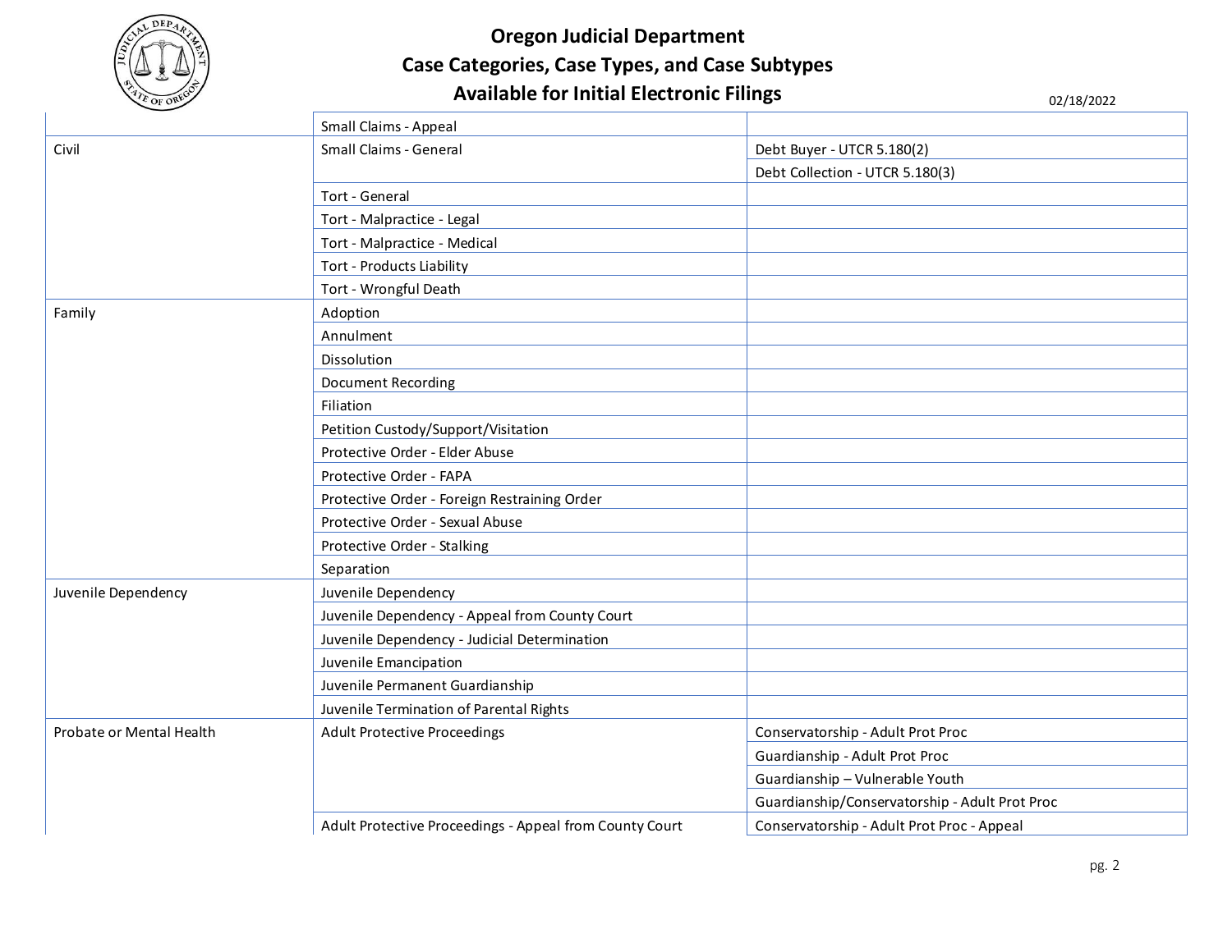# Oregon Judicial Department
## Case Categories, Case Types, and Case Subtypes
## Available for Initial Electronic Filings

02/18/2022

| Case Category | Case Type | Case Subtype |
|---|---|---|
| | Small Claims - Appeal | |
| Civil | Small Claims - General | Debt Buyer - UTCR 5.180(2) |
| | | Debt Collection - UTCR 5.180(3) |
| | Tort - General | |
| | Tort - Malpractice - Legal | |
| | Tort - Malpractice - Medical | |
| | Tort - Products Liability | |
| | Tort - Wrongful Death | |
| Family | Adoption | |
| | Annulment | |
| | Dissolution | |
| | Document Recording | |
| | Filiation | |
| | Petition Custody/Support/Visitation | |
| | Protective Order - Elder Abuse | |
| | Protective Order - FAPA | |
| | Protective Order - Foreign Restraining Order | |
| | Protective Order - Sexual Abuse | |
| | Protective Order - Stalking | |
| | Separation | |
| Juvenile Dependency | Juvenile Dependency | |
| | Juvenile Dependency - Appeal from County Court | |
| | Juvenile Dependency - Judicial Determination | |
| | Juvenile Emancipation | |
| | Juvenile Permanent Guardianship | |
| | Juvenile Termination of Parental Rights | |
| Probate or Mental Health | Adult Protective Proceedings | Conservatorship - Adult Prot Proc |
| | | Guardianship - Adult Prot Proc |
| | | Guardianship – Vulnerable Youth |
| | | Guardianship/Conservatorship - Adult Prot Proc |
| | Adult Protective Proceedings - Appeal from County Court | Conservatorship - Adult Prot Proc - Appeal |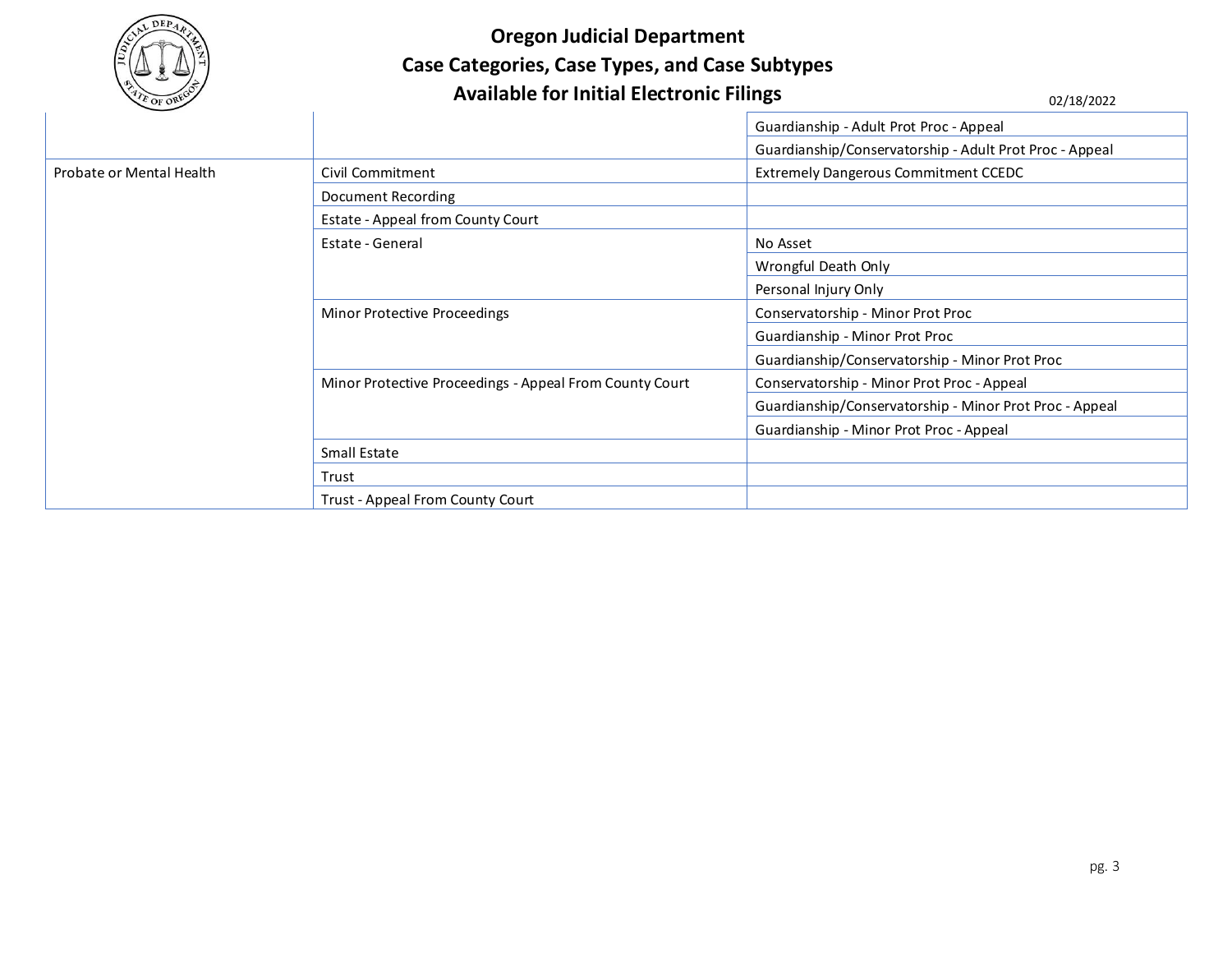# Oregon Judicial Department
# Case Categories, Case Types, and Case Subtypes
# Available for Initial Electronic Filings

02/18/2022

| | | |
|---|---|---|
| | | Guardianship - Adult Prot Proc - Appeal |
| | | Guardianship/Conservatorship - Adult Prot Proc - Appeal |
| Probate or Mental Health | Civil Commitment | Extremely Dangerous Commitment CCEDC |
| | Document Recording | |
| | Estate - Appeal from County Court | |
| | Estate - General | No Asset |
| | | Wrongful Death Only |
| | | Personal Injury Only |
| | Minor Protective Proceedings | Conservatorship - Minor Prot Proc |
| | | Guardianship - Minor Prot Proc |
| | | Guardianship/Conservatorship - Minor Prot Proc |
| | Minor Protective Proceedings - Appeal From County Court | Conservatorship - Minor Prot Proc - Appeal |
| | | Guardianship/Conservatorship - Minor Prot Proc - Appeal |
| | | Guardianship - Minor Prot Proc - Appeal |
| | Small Estate | |
| | Trust | |
| | Trust - Appeal From County Court | |